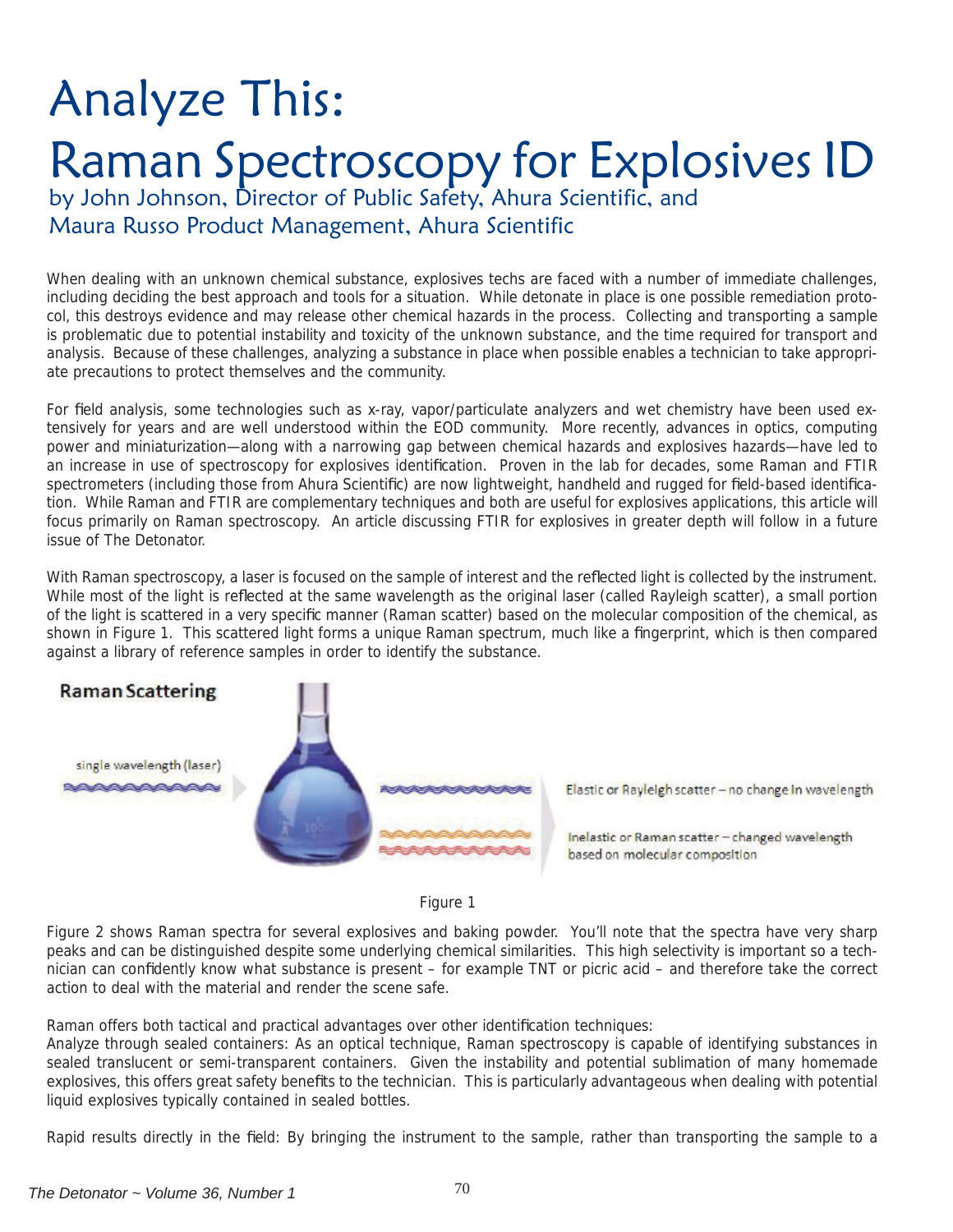# Analyze This: Raman Spectroscopy for Explosives ID

by John Johnson, Director of Public Safety, Ahura Scientific, and Maura Russo Product Management, Ahura Scientific

When dealing with an unknown chemical substance, explosives techs are faced with a number of immediate challenges, including deciding the best approach and tools for a situation. While detonate in place is one possible remediation protocol, this destroys evidence and may release other chemical hazards in the process. Collecting and transporting a sample is problematic due to potential instability and toxicity of the unknown substance, and the time required for transport and analysis. Because of these challenges, analyzing a substance in place when possible enables a technician to take appropriate precautions to protect themselves and the community.

For field analysis, some technologies such as x-ray, vapor/particulate analyzers and wet chemistry have been used extensively for years and are well understood within the EOD community. More recently, advances in optics, computing power and miniaturization—along with a narrowing gap between chemical hazards and explosives hazards—have led to an increase in use of spectroscopy for explosives identification. Proven in the lab for decades, some Raman and FTIR spectrometers (including those from Ahura Scientific) are now lightweight, handheld and rugged for field-based identification. While Raman and FTIR are complementary techniques and both are useful for explosives applications, this article will focus primarily on Raman spectroscopy. An article discussing FTIR for explosives in greater depth will follow in a future issue of The Detonator.

With Raman spectroscopy, a laser is focused on the sample of interest and the reflected light is collected by the instrument. While most of the light is reflected at the same wavelength as the original laser (called Rayleigh scatter), a small portion of the light is scattered in a very specific manner (Raman scatter) based on the molecular composition of the chemical, as shown in Figure 1. This scattered light forms a unique Raman spectrum, much like a fingerprint, which is then compared against a library of reference samples in order to identify the substance.

**Raman Scattering**

single wavelength (laser)

Elastic or Rayleigh scatter – no change in wavelength

Inelastic or Raman scatter – changed wavelength based on molecular composition

Figure 1

Figure 2 shows Raman spectra for several explosives and baking powder. You'll note that the spectra have very sharp peaks and can be distinguished despite some underlying chemical similarities. This high selectivity is important so a technician can confidently know what substance is present – for example TNT or picric acid – and therefore take the correct action to deal with the material and render the scene safe.

Raman offers both tactical and practical advantages over other identification techniques:

Analyze through sealed containers: As an optical technique, Raman spectroscopy is capable of identifying substances in sealed translucent or semi-transparent containers. Given the instability and potential sublimation of many homemade explosives, this offers great safety benefits to the technician. This is particularly advantageous when dealing with potential liquid explosives typically contained in sealed bottles.

Rapid results directly in the field: By bringing the instrument to the sample, rather than transporting the sample to a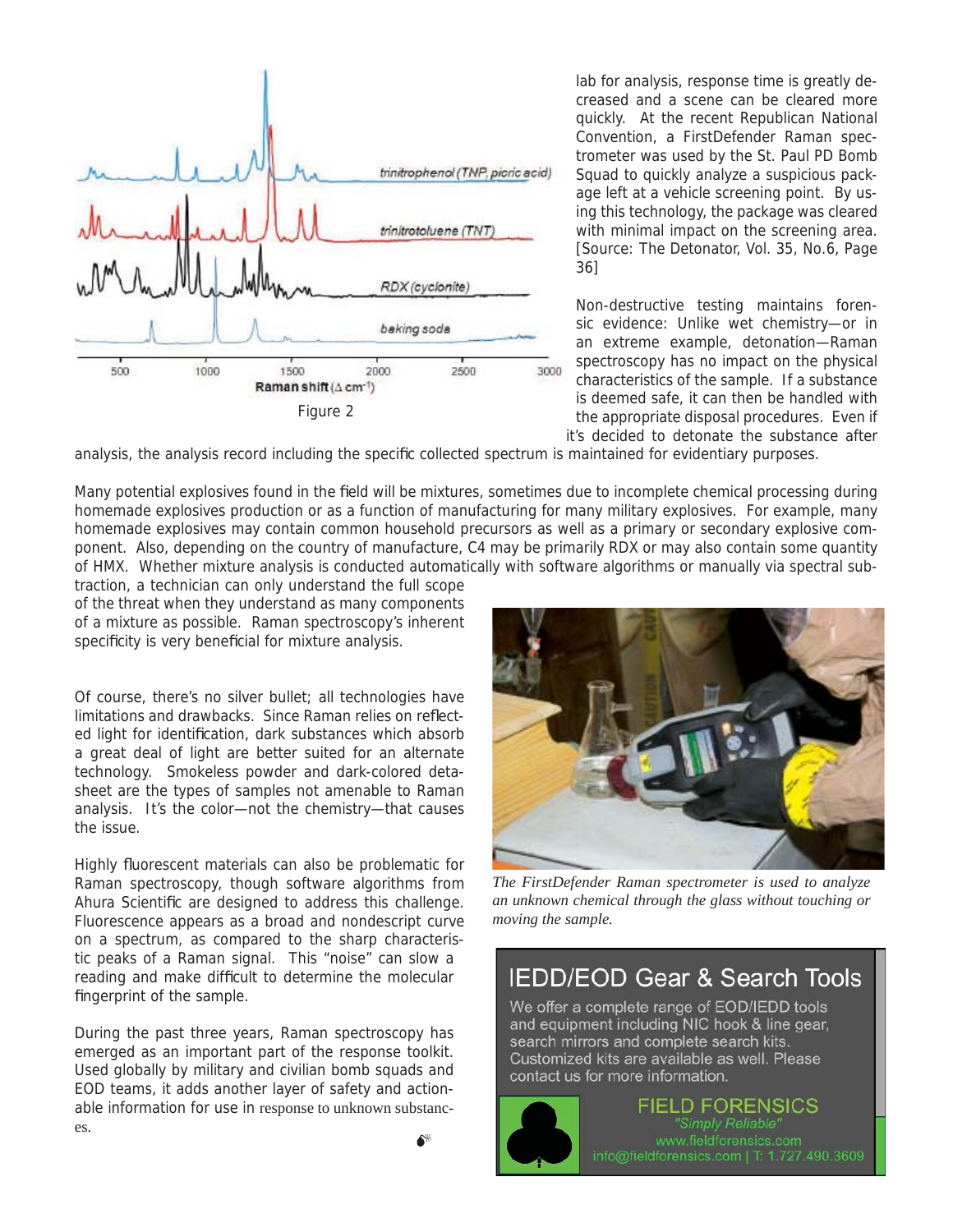trinitrophenol (TNP, picric acid)

trinitrotoluene (TNT)

RDX (cyclonite)

baking soda

500 1000 1500 2000 2500 3000

Raman shift ($\Delta$ cm$^{-1}$)

Figure 2

lab for analysis, response time is greatly decreased and a scene can be cleared more quickly. At the recent Republican National Convention, a FirstDefender Raman spectrometer was used by the St. Paul PD Bomb Squad to quickly analyze a suspicious package left at a vehicle screening point. By using this technology, the package was cleared with minimal impact on the screening area. [Source: The Detonator, Vol. 35, No.6, Page 36]

Non-destructive testing maintains forensic evidence: Unlike wet chemistry—or in an extreme example, detonation—Raman spectroscopy has no impact on the physical characteristics of the sample. If a substance is deemed safe, it can then be handled with the appropriate disposal procedures. Even if it's decided to detonate the substance after analysis, the analysis record including the specific collected spectrum is maintained for evidentiary purposes.

Many potential explosives found in the field will be mixtures, sometimes due to incomplete chemical processing during homemade explosives production or as a function of manufacturing for many military explosives. For example, many homemade explosives may contain common household precursors as well as a primary or secondary explosive component. Also, depending on the country of manufacture, C4 may be primarily RDX or may also contain some quantity of HMX. Whether mixture analysis is conducted automatically with software algorithms or manually via spectral subtraction, a technician can only understand the full scope of the threat when they understand as many components of a mixture as possible. Raman spectroscopy's inherent specificity is very beneficial for mixture analysis.

Of course, there's no silver bullet; all technologies have limitations and drawbacks. Since Raman relies on reflected light for identification, dark substances which absorb a great deal of light are better suited for an alternate technology. Smokeless powder and dark-colored detasheet are the types of samples not amenable to Raman analysis. It's the color—not the chemistry—that causes the issue.

Highly fluorescent materials can also be problematic for Raman spectroscopy, though software algorithms from Ahura Scientific are designed to address this challenge. Fluorescence appears as a broad and nondescript curve on a spectrum, as compared to the sharp characteristic peaks of a Raman signal. This "noise" can slow a reading and make difficult to determine the molecular fingerprint of the sample.

During the past three years, Raman spectroscopy has emerged as an important part of the response toolkit. Used globally by military and civilian bomb squads and EOD teams, it adds another layer of safety and actionable information for use in response to unknown substances.

*The FirstDefender Raman spectrometer is used to analyze an unknown chemical through the glass without touching or moving the sample.*

## IEDD/EOD Gear & Search Tools

We offer a complete range of EOD/IEDD tools and equipment including NIC hook & line gear, search mirrors and complete search kits. Customized kits are available as well. Please contact us for more information.

FIELD FORENSICS
*"Simply Reliable"*
www.fieldforensics.com
info@fieldforensics.com | T: 1.727.490.3609